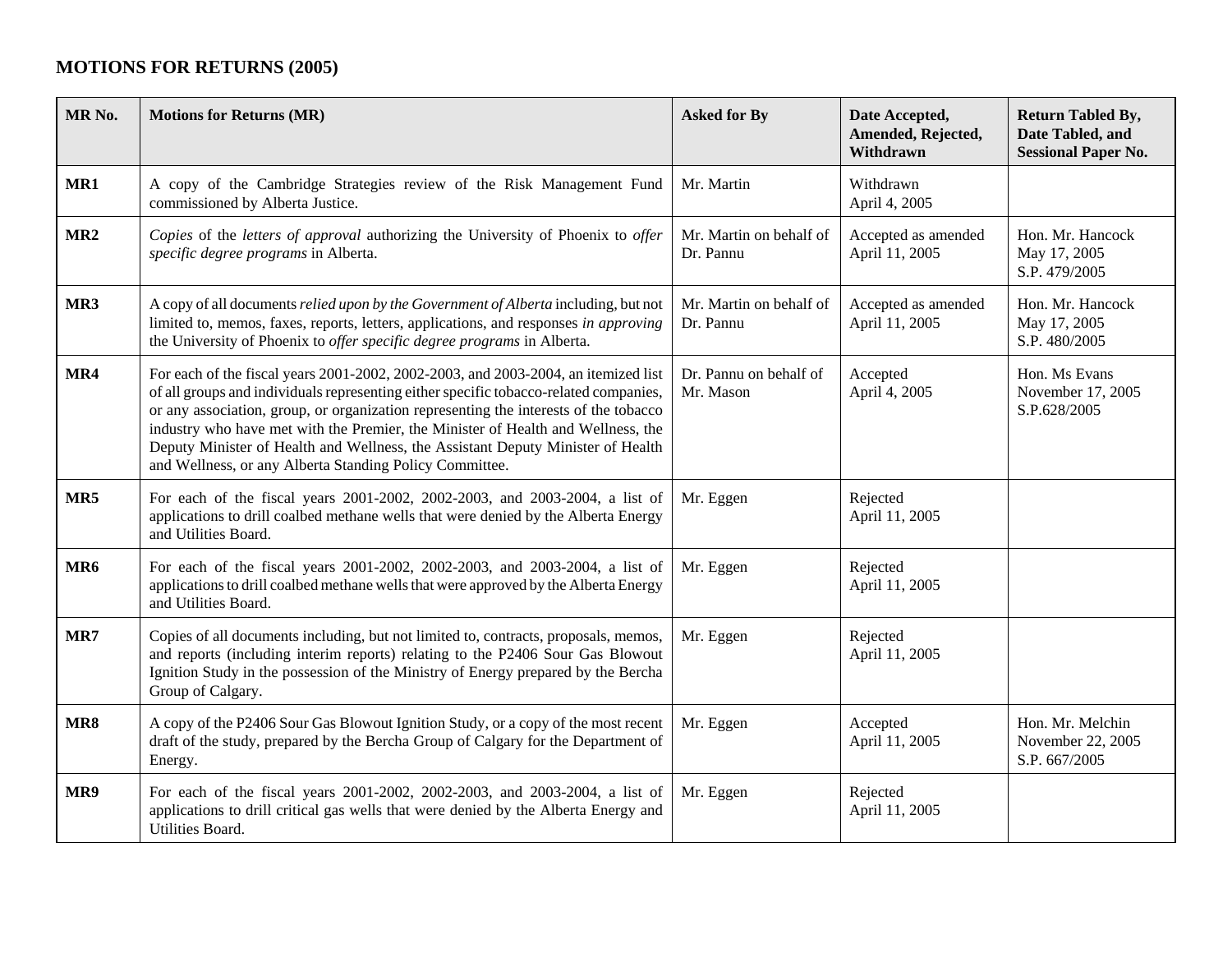## MOTIONS FOR RETURNS (2005)

| MR No. | Motions for Returns (MR) | Asked for By | Date Accepted, Amended, Rejected, Withdrawn | Return Tabled By, Date Tabled, and Sessional Paper No. |
|---|---|---|---|---|
| **MR1** | A copy of the Cambridge Strategies review of the Risk Management Fund commissioned by Alberta Justice. | Mr. Martin | Withdrawn April 4, 2005 | |
| **MR2** | *Copies* of the *letters of approval* authorizing the University of Phoenix to *offer specific degree programs* in Alberta. | Mr. Martin on behalf of Dr. Pannu | Accepted as amended April 11, 2005 | Hon. Mr. Hancock May 17, 2005 S.P. 479/2005 |
| **MR3** | A copy of all documents *relied upon by the Government of Alberta* including, but not limited to, memos, faxes, reports, letters, applications, and responses *in approving* the University of Phoenix to *offer specific degree programs* in Alberta. | Mr. Martin on behalf of Dr. Pannu | Accepted as amended April 11, 2005 | Hon. Mr. Hancock May 17, 2005 S.P. 480/2005 |
| **MR4** | For each of the fiscal years 2001-2002, 2002-2003, and 2003-2004, an itemized list of all groups and individuals representing either specific tobacco-related companies, or any association, group, or organization representing the interests of the tobacco industry who have met with the Premier, the Minister of Health and Wellness, the Deputy Minister of Health and Wellness, the Assistant Deputy Minister of Health and Wellness, or any Alberta Standing Policy Committee. | Dr. Pannu on behalf of Mr. Mason | Accepted April 4, 2005 | Hon. Ms Evans November 17, 2005 S.P.628/2005 |
| **MR5** | For each of the fiscal years 2001-2002, 2002-2003, and 2003-2004, a list of applications to drill coalbed methane wells that were denied by the Alberta Energy and Utilities Board. | Mr. Eggen | Rejected April 11, 2005 | |
| **MR6** | For each of the fiscal years 2001-2002, 2002-2003, and 2003-2004, a list of applications to drill coalbed methane wells that were approved by the Alberta Energy and Utilities Board. | Mr. Eggen | Rejected April 11, 2005 | |
| **MR7** | Copies of all documents including, but not limited to, contracts, proposals, memos, and reports (including interim reports) relating to the P2406 Sour Gas Blowout Ignition Study in the possession of the Ministry of Energy prepared by the Bercha Group of Calgary. | Mr. Eggen | Rejected April 11, 2005 | |
| **MR8** | A copy of the P2406 Sour Gas Blowout Ignition Study, or a copy of the most recent draft of the study, prepared by the Bercha Group of Calgary for the Department of Energy. | Mr. Eggen | Accepted April 11, 2005 | Hon. Mr. Melchin November 22, 2005 S.P. 667/2005 |
| **MR9** | For each of the fiscal years 2001-2002, 2002-2003, and 2003-2004, a list of applications to drill critical gas wells that were denied by the Alberta Energy and Utilities Board. | Mr. Eggen | Rejected April 11, 2005 | |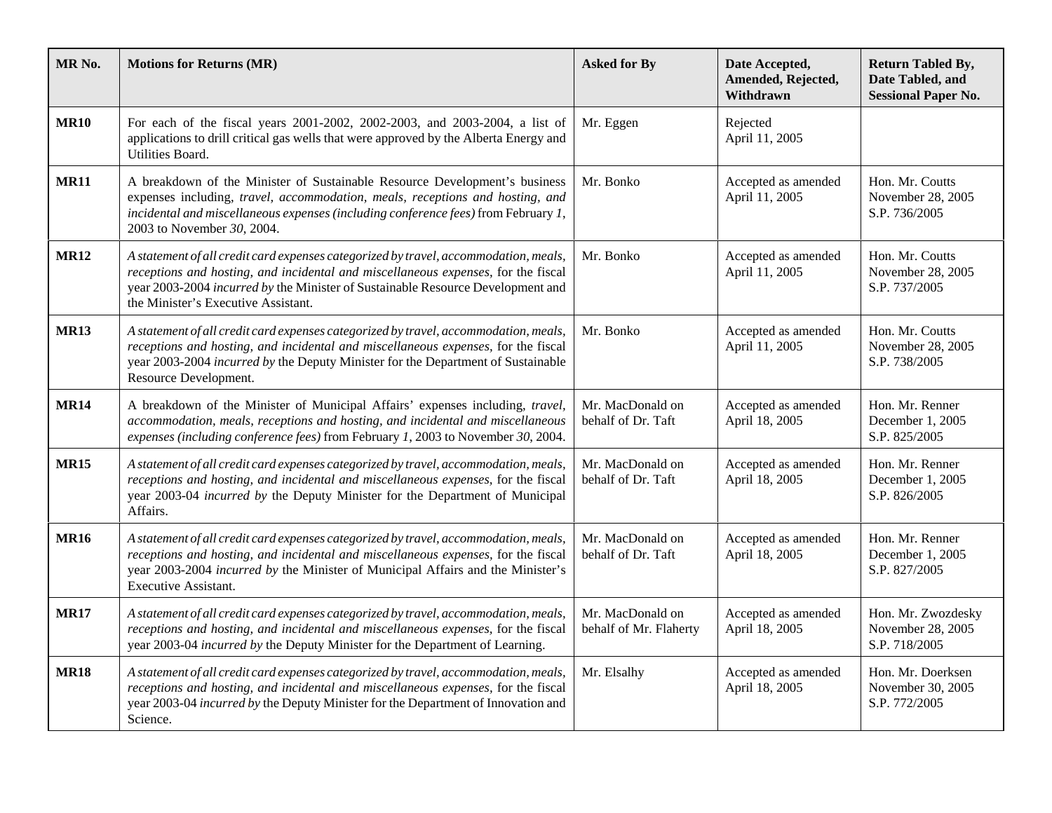| MR No. | Motions for Returns (MR) | Asked for By | Date Accepted, Amended, Rejected, Withdrawn | Return Tabled By, Date Tabled, and Sessional Paper No. |
|---|---|---|---|---|
| **MR10** | For each of the fiscal years 2001-2002, 2002-2003, and 2003-2004, a list of applications to drill critical gas wells that were approved by the Alberta Energy and Utilities Board. | Mr. Eggen | Rejected<br>April 11, 2005 | |
| **MR11** | A breakdown of the Minister of Sustainable Resource Development's business expenses including, *travel, accommodation, meals, receptions and hosting, and incidental and miscellaneous expenses (including conference fees)* from February *1*, 2003 to November *30*, 2004. | Mr. Bonko | Accepted as amended<br>April 11, 2005 | Hon. Mr. Coutts<br>November 28, 2005<br>S.P. 736/2005 |
| **MR12** | *A statement of all credit card expenses categorized by travel, accommodation, meals, receptions and hosting, and incidental and miscellaneous expenses,* for the fiscal year 2003-2004 *incurred by* the Minister of Sustainable Resource Development and the Minister's Executive Assistant. | Mr. Bonko | Accepted as amended<br>April 11, 2005 | Hon. Mr. Coutts<br>November 28, 2005<br>S.P. 737/2005 |
| **MR13** | *A statement of all credit card expenses categorized by travel, accommodation, meals, receptions and hosting, and incidental and miscellaneous expenses,* for the fiscal year 2003-2004 *incurred by* the Deputy Minister for the Department of Sustainable Resource Development. | Mr. Bonko | Accepted as amended<br>April 11, 2005 | Hon. Mr. Coutts<br>November 28, 2005<br>S.P. 738/2005 |
| **MR14** | A breakdown of the Minister of Municipal Affairs' expenses including, *travel, accommodation, meals, receptions and hosting, and incidental and miscellaneous expenses (including conference fees)* from February *1*, 2003 to November *30*, 2004. | Mr. MacDonald on behalf of Dr. Taft | Accepted as amended<br>April 18, 2005 | Hon. Mr. Renner<br>December 1, 2005<br>S.P. 825/2005 |
| **MR15** | *A statement of all credit card expenses categorized by travel, accommodation, meals, receptions and hosting, and incidental and miscellaneous expenses,* for the fiscal year 2003-04 *incurred by* the Deputy Minister for the Department of Municipal Affairs. | Mr. MacDonald on behalf of Dr. Taft | Accepted as amended<br>April 18, 2005 | Hon. Mr. Renner<br>December 1, 2005<br>S.P. 826/2005 |
| **MR16** | *A statement of all credit card expenses categorized by travel, accommodation, meals, receptions and hosting, and incidental and miscellaneous expenses,* for the fiscal year 2003-2004 *incurred by* the Minister of Municipal Affairs and the Minister's Executive Assistant. | Mr. MacDonald on behalf of Dr. Taft | Accepted as amended<br>April 18, 2005 | Hon. Mr. Renner<br>December 1, 2005<br>S.P. 827/2005 |
| **MR17** | *A statement of all credit card expenses categorized by travel, accommodation, meals, receptions and hosting, and incidental and miscellaneous expenses,* for the fiscal year 2003-04 *incurred by* the Deputy Minister for the Department of Learning. | Mr. MacDonald on behalf of Mr. Flaherty | Accepted as amended<br>April 18, 2005 | Hon. Mr. Zwozdesky<br>November 28, 2005<br>S.P. 718/2005 |
| **MR18** | *A statement of all credit card expenses categorized by travel, accommodation, meals, receptions and hosting, and incidental and miscellaneous expenses,* for the fiscal year 2003-04 *incurred by* the Deputy Minister for the Department of Innovation and Science. | Mr. Elsalhy | Accepted as amended<br>April 18, 2005 | Hon. Mr. Doerksen<br>November 30, 2005<br>S.P. 772/2005 |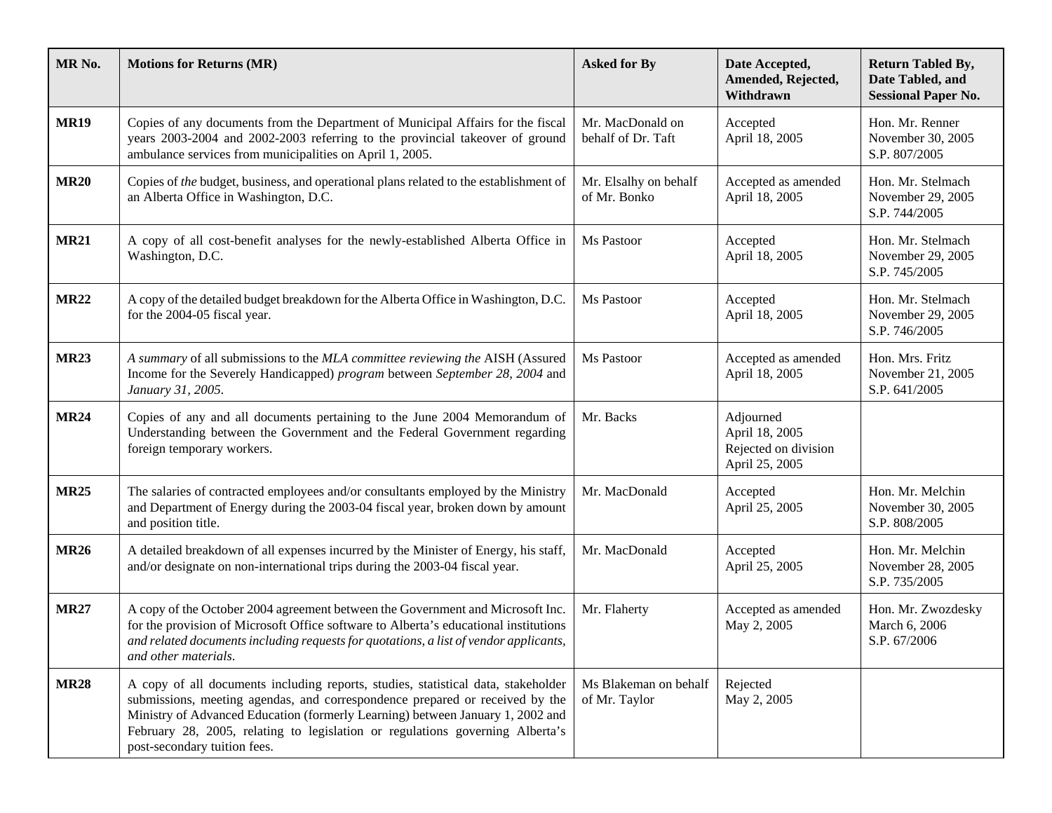| MR No. | Motions for Returns (MR) | Asked for By | Date Accepted, Amended, Rejected, Withdrawn | Return Tabled By, Date Tabled, and Sessional Paper No. |
|---|---|---|---|---|
| **MR19** | Copies of any documents from the Department of Municipal Affairs for the fiscal years 2003-2004 and 2002-2003 referring to the provincial takeover of ground ambulance services from municipalities on April 1, 2005. | Mr. MacDonald on behalf of Dr. Taft | Accepted April 18, 2005 | Hon. Mr. Renner November 30, 2005 S.P. 807/2005 |
| **MR20** | Copies of *the* budget, business, and operational plans related to the establishment of an Alberta Office in Washington, D.C. | Mr. Elsalhy on behalf of Mr. Bonko | Accepted as amended April 18, 2005 | Hon. Mr. Stelmach November 29, 2005 S.P. 744/2005 |
| **MR21** | A copy of all cost-benefit analyses for the newly-established Alberta Office in Washington, D.C. | Ms Pastoor | Accepted April 18, 2005 | Hon. Mr. Stelmach November 29, 2005 S.P. 745/2005 |
| **MR22** | A copy of the detailed budget breakdown for the Alberta Office in Washington, D.C. for the 2004-05 fiscal year. | Ms Pastoor | Accepted April 18, 2005 | Hon. Mr. Stelmach November 29, 2005 S.P. 746/2005 |
| **MR23** | *A summary* of all submissions to the *MLA committee reviewing the* AISH (Assured Income for the Severely Handicapped) *program* between *September 28, 2004* and *January 31, 2005*. | Ms Pastoor | Accepted as amended April 18, 2005 | Hon. Mrs. Fritz November 21, 2005 S.P. 641/2005 |
| **MR24** | Copies of any and all documents pertaining to the June 2004 Memorandum of Understanding between the Government and the Federal Government regarding foreign temporary workers. | Mr. Backs | Adjourned April 18, 2005 Rejected on division April 25, 2005 | |
| **MR25** | The salaries of contracted employees and/or consultants employed by the Ministry and Department of Energy during the 2003-04 fiscal year, broken down by amount and position title. | Mr. MacDonald | Accepted April 25, 2005 | Hon. Mr. Melchin November 30, 2005 S.P. 808/2005 |
| **MR26** | A detailed breakdown of all expenses incurred by the Minister of Energy, his staff, and/or designate on non-international trips during the 2003-04 fiscal year. | Mr. MacDonald | Accepted April 25, 2005 | Hon. Mr. Melchin November 28, 2005 S.P. 735/2005 |
| **MR27** | A copy of the October 2004 agreement between the Government and Microsoft Inc. for the provision of Microsoft Office software to Alberta's educational institutions *and related documents including requests for quotations, a list of vendor applicants, and other materials*. | Mr. Flaherty | Accepted as amended May 2, 2005 | Hon. Mr. Zwozdesky March 6, 2006 S.P. 67/2006 |
| **MR28** | A copy of all documents including reports, studies, statistical data, stakeholder submissions, meeting agendas, and correspondence prepared or received by the Ministry of Advanced Education (formerly Learning) between January 1, 2002 and February 28, 2005, relating to legislation or regulations governing Alberta's post-secondary tuition fees. | Ms Blakeman on behalf of Mr. Taylor | Rejected May 2, 2005 | |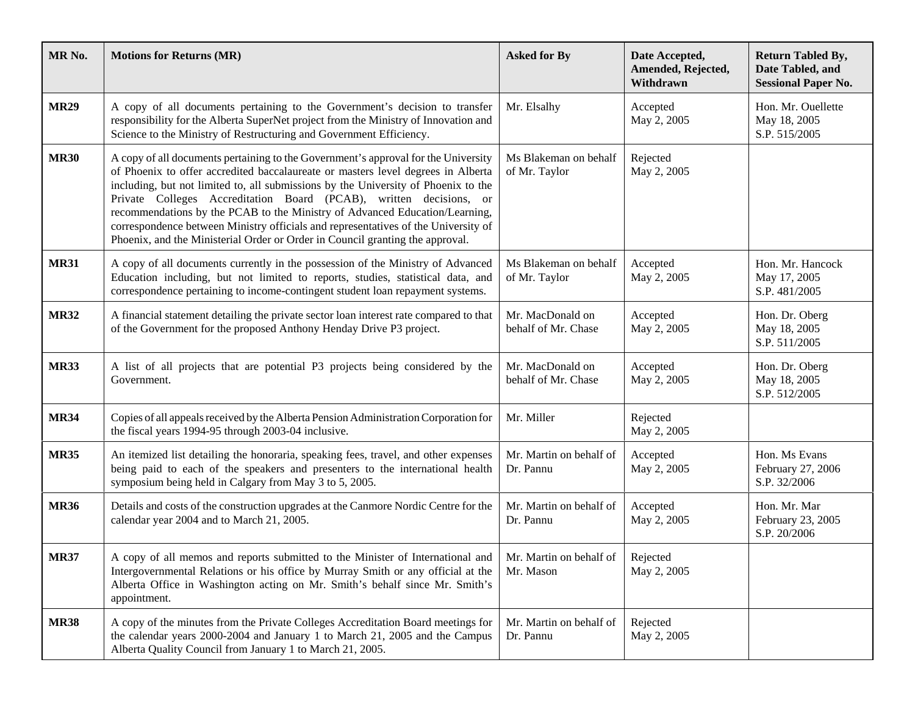| MR No. | Motions for Returns (MR) | Asked for By | Date Accepted, Amended, Rejected, Withdrawn | Return Tabled By, Date Tabled, and Sessional Paper No. |
|---|---|---|---|---|
| **MR29** | A copy of all documents pertaining to the Government's decision to transfer responsibility for the Alberta SuperNet project from the Ministry of Innovation and Science to the Ministry of Restructuring and Government Efficiency. | Mr. Elsalhy | Accepted May 2, 2005 | Hon. Mr. Ouellette May 18, 2005 S.P. 515/2005 |
| **MR30** | A copy of all documents pertaining to the Government's approval for the University of Phoenix to offer accredited baccalaureate or masters level degrees in Alberta including, but not limited to, all submissions by the University of Phoenix to the Private Colleges Accreditation Board (PCAB), written decisions, or recommendations by the PCAB to the Ministry of Advanced Education/Learning, correspondence between Ministry officials and representatives of the University of Phoenix, and the Ministerial Order or Order in Council granting the approval. | Ms Blakeman on behalf of Mr. Taylor | Rejected May 2, 2005 | |
| **MR31** | A copy of all documents currently in the possession of the Ministry of Advanced Education including, but not limited to reports, studies, statistical data, and correspondence pertaining to income-contingent student loan repayment systems. | Ms Blakeman on behalf of Mr. Taylor | Accepted May 2, 2005 | Hon. Mr. Hancock May 17, 2005 S.P. 481/2005 |
| **MR32** | A financial statement detailing the private sector loan interest rate compared to that of the Government for the proposed Anthony Henday Drive P3 project. | Mr. MacDonald on behalf of Mr. Chase | Accepted May 2, 2005 | Hon. Dr. Oberg May 18, 2005 S.P. 511/2005 |
| **MR33** | A list of all projects that are potential P3 projects being considered by the Government. | Mr. MacDonald on behalf of Mr. Chase | Accepted May 2, 2005 | Hon. Dr. Oberg May 18, 2005 S.P. 512/2005 |
| **MR34** | Copies of all appeals received by the Alberta Pension Administration Corporation for the fiscal years 1994-95 through 2003-04 inclusive. | Mr. Miller | Rejected May 2, 2005 | |
| **MR35** | An itemized list detailing the honoraria, speaking fees, travel, and other expenses being paid to each of the speakers and presenters to the international health symposium being held in Calgary from May 3 to 5, 2005. | Mr. Martin on behalf of Dr. Pannu | Accepted May 2, 2005 | Hon. Ms Evans February 27, 2006 S.P. 32/2006 |
| **MR36** | Details and costs of the construction upgrades at the Canmore Nordic Centre for the calendar year 2004 and to March 21, 2005. | Mr. Martin on behalf of Dr. Pannu | Accepted May 2, 2005 | Hon. Mr. Mar February 23, 2005 S.P. 20/2006 |
| **MR37** | A copy of all memos and reports submitted to the Minister of International and Intergovernmental Relations or his office by Murray Smith or any official at the Alberta Office in Washington acting on Mr. Smith's behalf since Mr. Smith's appointment. | Mr. Martin on behalf of Mr. Mason | Rejected May 2, 2005 | |
| **MR38** | A copy of the minutes from the Private Colleges Accreditation Board meetings for the calendar years 2000-2004 and January 1 to March 21, 2005 and the Campus Alberta Quality Council from January 1 to March 21, 2005. | Mr. Martin on behalf of Dr. Pannu | Rejected May 2, 2005 | |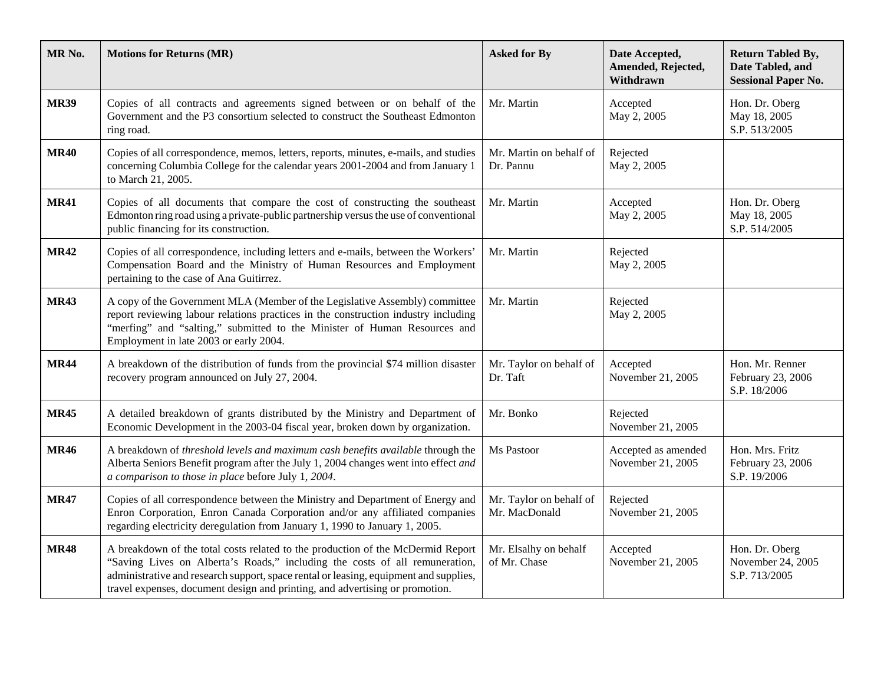| MR No. | Motions for Returns (MR) | Asked for By | Date Accepted, Amended, Rejected, Withdrawn | Return Tabled By, Date Tabled, and Sessional Paper No. |
|---|---|---|---|---|
| **MR39** | Copies of all contracts and agreements signed between or on behalf of the Government and the P3 consortium selected to construct the Southeast Edmonton ring road. | Mr. Martin | Accepted<br>May 2, 2005 | Hon. Dr. Oberg<br>May 18, 2005<br>S.P. 513/2005 |
| **MR40** | Copies of all correspondence, memos, letters, reports, minutes, e-mails, and studies concerning Columbia College for the calendar years 2001-2004 and from January 1 to March 21, 2005. | Mr. Martin on behalf of Dr. Pannu | Rejected<br>May 2, 2005 | |
| **MR41** | Copies of all documents that compare the cost of constructing the southeast Edmonton ring road using a private-public partnership versus the use of conventional public financing for its construction. | Mr. Martin | Accepted<br>May 2, 2005 | Hon. Dr. Oberg<br>May 18, 2005<br>S.P. 514/2005 |
| **MR42** | Copies of all correspondence, including letters and e-mails, between the Workers' Compensation Board and the Ministry of Human Resources and Employment pertaining to the case of Ana Guitirrez. | Mr. Martin | Rejected<br>May 2, 2005 | |
| **MR43** | A copy of the Government MLA (Member of the Legislative Assembly) committee report reviewing labour relations practices in the construction industry including "merfing" and "salting," submitted to the Minister of Human Resources and Employment in late 2003 or early 2004. | Mr. Martin | Rejected<br>May 2, 2005 | |
| **MR44** | A breakdown of the distribution of funds from the provincial $74 million disaster recovery program announced on July 27, 2004. | Mr. Taylor on behalf of Dr. Taft | Accepted<br>November 21, 2005 | Hon. Mr. Renner<br>February 23, 2006<br>S.P. 18/2006 |
| **MR45** | A detailed breakdown of grants distributed by the Ministry and Department of Economic Development in the 2003-04 fiscal year, broken down by organization. | Mr. Bonko | Rejected<br>November 21, 2005 | |
| **MR46** | A breakdown of *threshold levels and maximum cash benefits available* through the Alberta Seniors Benefit program after the July 1, 2004 changes went into effect *and a comparison to those in place* before July 1, *2004*. | Ms Pastoor | Accepted as amended<br>November 21, 2005 | Hon. Mrs. Fritz<br>February 23, 2006<br>S.P. 19/2006 |
| **MR47** | Copies of all correspondence between the Ministry and Department of Energy and Enron Corporation, Enron Canada Corporation and/or any affiliated companies regarding electricity deregulation from January 1, 1990 to January 1, 2005. | Mr. Taylor on behalf of Mr. MacDonald | Rejected<br>November 21, 2005 | |
| **MR48** | A breakdown of the total costs related to the production of the McDermid Report "Saving Lives on Alberta's Roads," including the costs of all remuneration, administrative and research support, space rental or leasing, equipment and supplies, travel expenses, document design and printing, and advertising or promotion. | Mr. Elsalhy on behalf of Mr. Chase | Accepted<br>November 21, 2005 | Hon. Dr. Oberg<br>November 24, 2005<br>S.P. 713/2005 |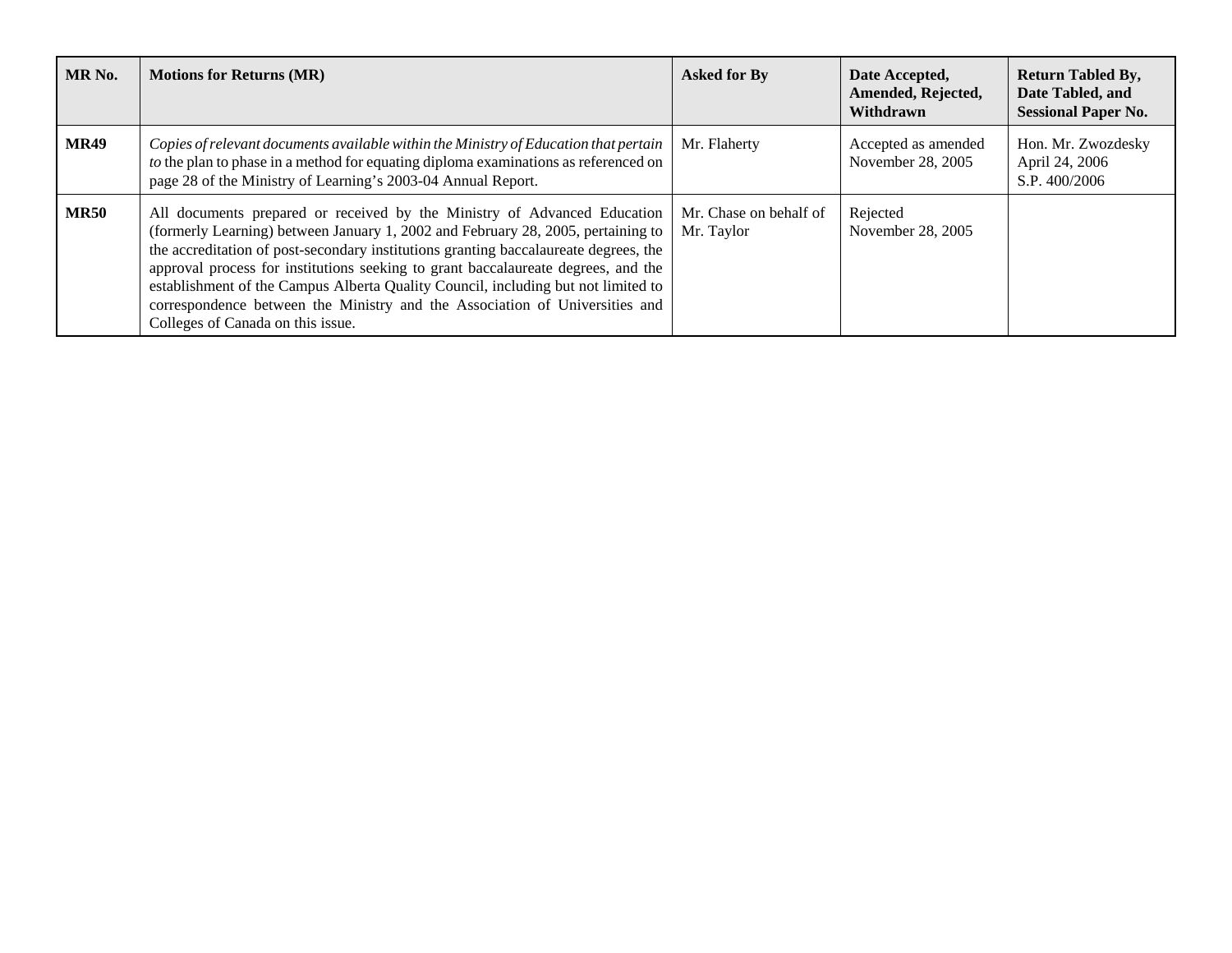| MR No. | Motions for Returns (MR) | Asked for By | Date Accepted, Amended, Rejected, Withdrawn | Return Tabled By, Date Tabled, and Sessional Paper No. |
|---|---|---|---|---|
| **MR49** | *Copies of relevant documents available within the Ministry of Education that pertain to* the plan to phase in a method for equating diploma examinations as referenced on page 28 of the Ministry of Learning's 2003-04 Annual Report. | Mr. Flaherty | Accepted as amended November 28, 2005 | Hon. Mr. Zwozdesky April 24, 2006 S.P. 400/2006 |
| **MR50** | All documents prepared or received by the Ministry of Advanced Education (formerly Learning) between January 1, 2002 and February 28, 2005, pertaining to the accreditation of post-secondary institutions granting baccalaureate degrees, the approval process for institutions seeking to grant baccalaureate degrees, and the establishment of the Campus Alberta Quality Council, including but not limited to correspondence between the Ministry and the Association of Universities and Colleges of Canada on this issue. | Mr. Chase on behalf of Mr. Taylor | Rejected November 28, 2005 | |